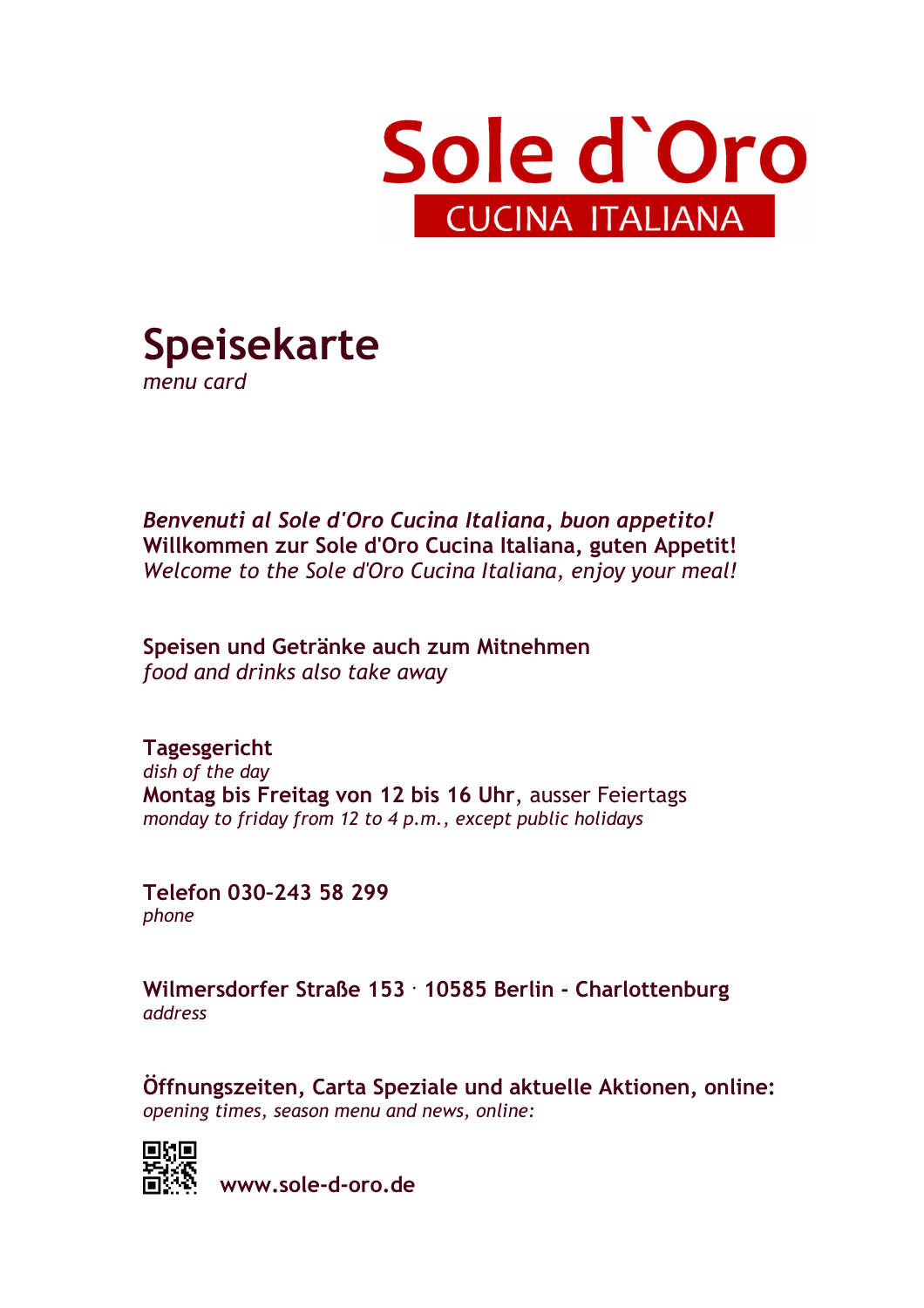# Sole d`Oro

CUCINA ITALIANA

## Speisekarte

*menu card*

***Benvenuti al Sole d'Oro Cucina Italiana, buon appetito!***
**Willkommen zur Sole d'Oro Cucina Italiana, guten Appetit!**
*Welcome to the Sole d'Oro Cucina Italiana, enjoy your meal!*

**Speisen und Getränke auch zum Mitnehmen**
*food and drinks also take away*

**Tagesgericht**
*dish of the day*
**Montag bis Freitag von 12 bis 16 Uhr**, ausser Feiertags
*monday to friday from 12 to 4 p.m., except public holidays*

**Telefon 030-243 58 299**
*phone*

**Wilmersdorfer Straße 153 · 10585 Berlin - Charlottenburg**
*address*

**Öffnungszeiten, Carta Speziale und aktuelle Aktionen, online:**
*opening times, season menu and news, online:*

**www.sole-d-oro.de**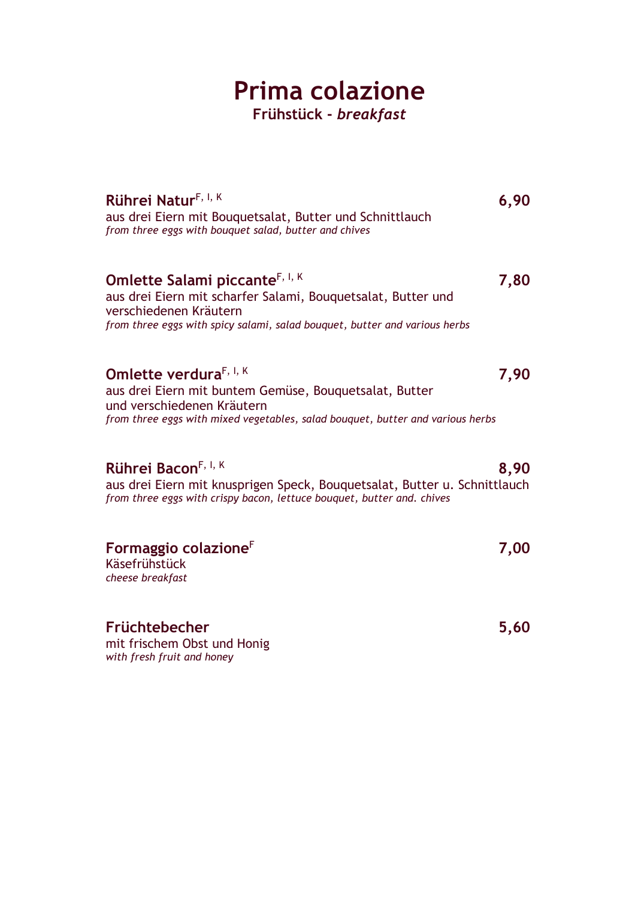# Prima colazione

**Frühstück - *breakfast***

**Rührei Natur**[F, I, K] **6,90**
aus drei Eiern mit Bouquetsalat, Butter und Schnittlauch
*from three eggs with bouquet salad, butter and chives*

**Omlette Salami piccante**[F, I, K] **7,80**
aus drei Eiern mit scharfer Salami, Bouquetsalat, Butter und verschiedenen Kräutern
*from three eggs with spicy salami, salad bouquet, butter and various herbs*

**Omlette verdura**[F, I, K] **7,90**
aus drei Eiern mit buntem Gemüse, Bouquetsalat, Butter und verschiedenen Kräutern
*from three eggs with mixed vegetables, salad bouquet, butter and various herbs*

**Rührei Bacon**[F, I, K] **8,90**
aus drei Eiern mit knusprigen Speck, Bouquetsalat, Butter u. Schnittlauch
*from three eggs with crispy bacon, lettuce bouquet, butter and. chives*

**Formaggio colazione**[F] **7,00**
Käsefrühstück
*cheese breakfast*

**Früchtebecher** **5,60**
mit frischem Obst und Honig
*with fresh fruit and honey*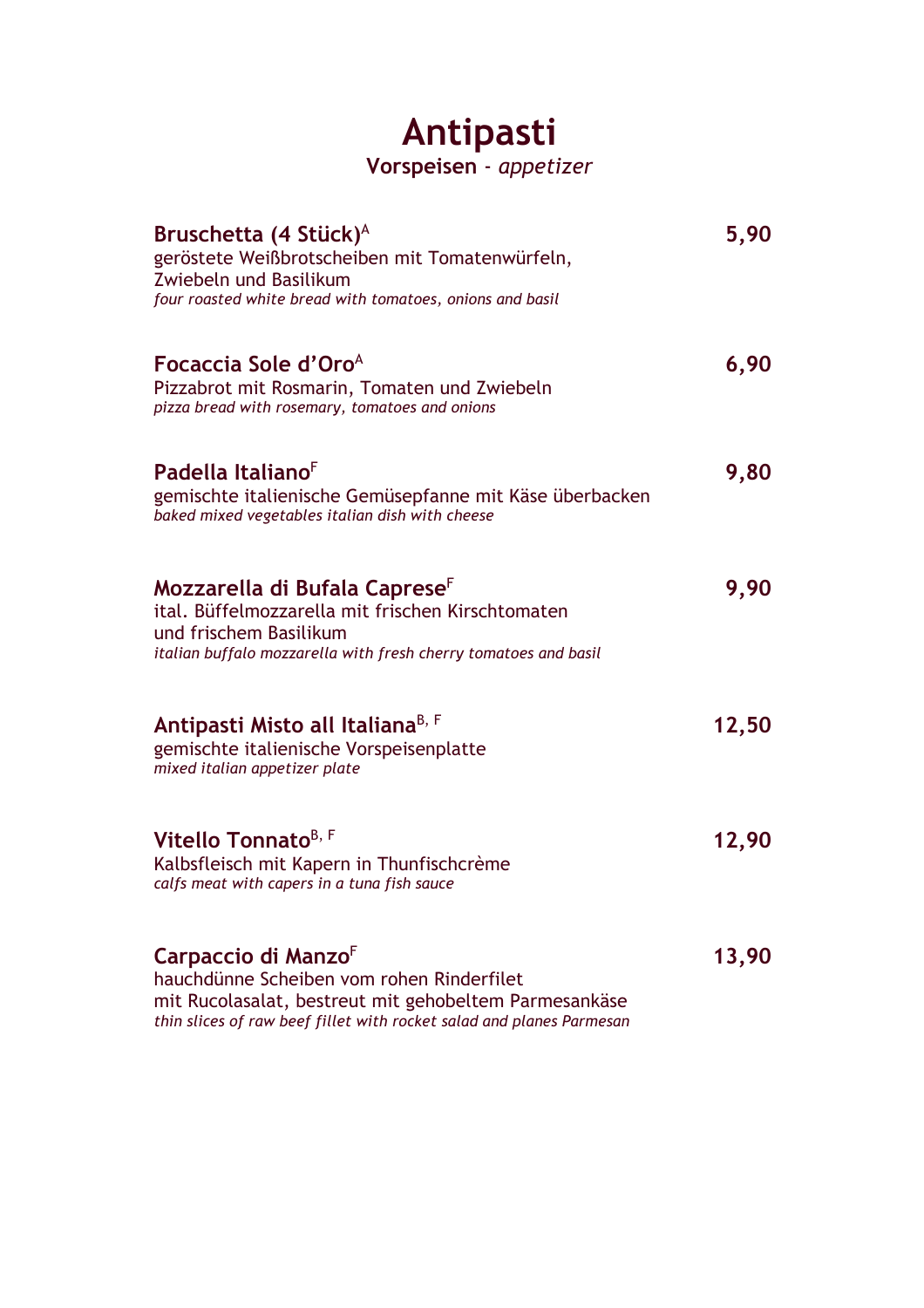# Antipasti

**Vorspeisen** - *appetizer*

**Bruschetta (4 Stück)[A]** — **5,90**
geröstete Weißbrotscheiben mit Tomatenwürfeln,
Zwiebeln und Basilikum
*four roasted white bread with tomatoes, onions and basil*

**Focaccia Sole d'Oro[A]** — **6,90**
Pizzabrot mit Rosmarin, Tomaten und Zwiebeln
*pizza bread with rosemary, tomatoes and onions*

**Padella Italiano[F]** — **9,80**
gemischte italienische Gemüsepfanne mit Käse überbacken
*baked mixed vegetables italian dish with cheese*

**Mozzarella di Bufala Caprese[F]** — **9,90**
ital. Büffelmozzarella mit frischen Kirschtomaten
und frischem Basilikum
*italian buffalo mozzarella with fresh cherry tomatoes and basil*

**Antipasti Misto all Italiana[B, F]** — **12,50**
gemischte italienische Vorspeisenplatte
*mixed italian appetizer plate*

**Vitello Tonnato[B, F]** — **12,90**
Kalbsfleisch mit Kapern in Thunfischcrème
*calfs meat with capers in a tuna fish sauce*

**Carpaccio di Manzo[F]** — **13,90**
hauchdünne Scheiben vom rohen Rinderfilet
mit Rucolasalat, bestreut mit gehobeltem Parmesankäse
*thin slices of raw beef fillet with rocket salad and planes Parmesan*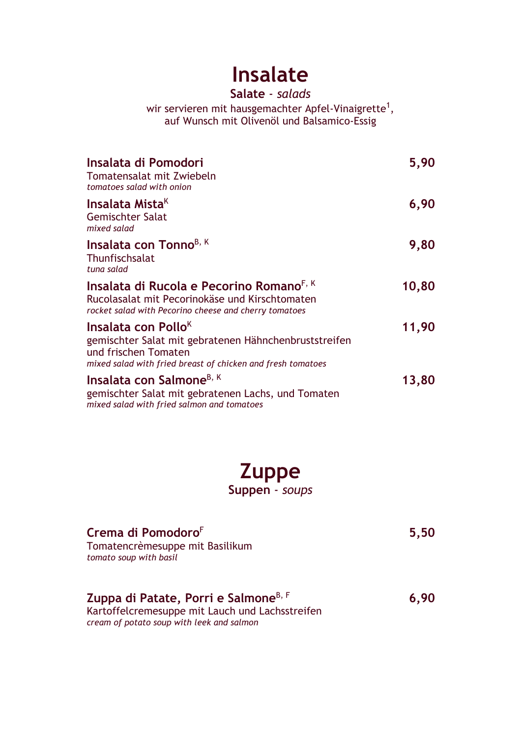# Insalate

**Salate** - *salads*

wir servieren mit hausgemachter Apfel-Vinaigrette[1],
auf Wunsch mit Olivenöl und Balsamico-Essig

**Insalata di Pomodori** **5,90**
Tomatensalat mit Zwiebeln
*tomatoes salad with onion*

**Insalata Mista**[K] **6,90**
Gemischter Salat
*mixed salad*

**Insalata con Tonno**[B, K] **9,80**
Thunfischsalat
*tuna salad*

**Insalata di Rucola e Pecorino Romano**[F, K] **10,80**
Rucolasalat mit Pecorinokäse und Kirschtomaten
*rocket salad with Pecorino cheese and cherry tomatoes*

**Insalata con Pollo**[K] **11,90**
gemischter Salat mit gebratenen Hähnchenbruststreifen und frischen Tomaten
*mixed salad with fried breast of chicken and fresh tomatoes*

**Insalata con Salmone**[B, K] **13,80**
gemischter Salat mit gebratenen Lachs, und Tomaten
*mixed salad with fried salmon and tomatoes*

# Zuppe

**Suppen** - *soups*

**Crema di Pomodoro**[F] **5,50**
Tomatencrèmesuppe mit Basilikum
*tomato soup with basil*

**Zuppa di Patate, Porri e Salmone**[B, F] **6,90**
Kartoffelcremesuppe mit Lauch und Lachsstreifen
*cream of potato soup with leek and salmon*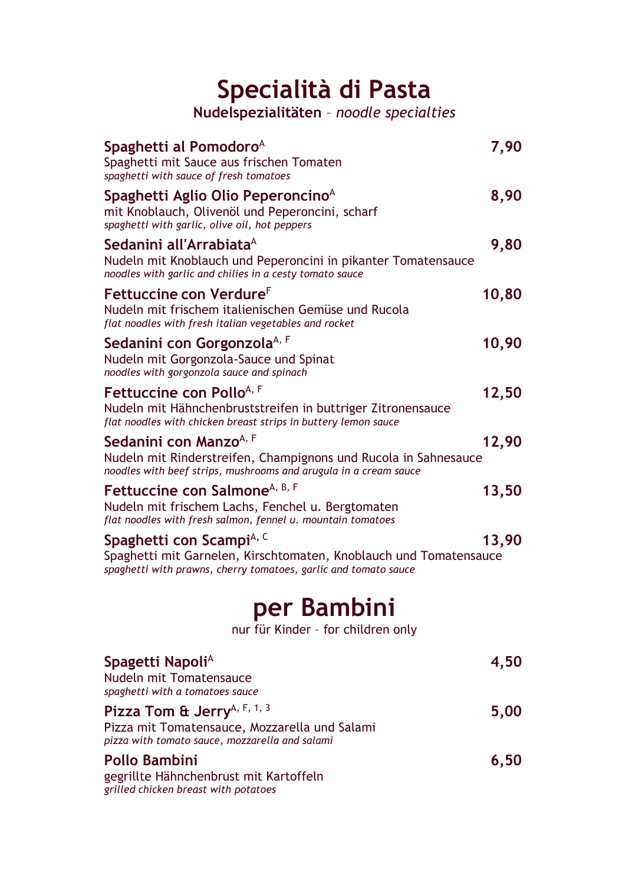# Specialità di Pasta

**Nudelspezialitäten** – *noodle specialties*

**Spaghetti al Pomodoro**[A] **7,90**
Spaghetti mit Sauce aus frischen Tomaten
*spaghetti with sauce of fresh tomatoes*

**Spaghetti Aglio Olio Peperoncino**[A] **8,90**
mit Knoblauch, Olivenöl und Peperoncini, scharf
*spaghetti with garlic, olive oil, hot peppers*

**Sedanini all'Arabiata**[A] **9,80**
Nudeln mit Knoblauch und Peperoncini in pikanter Tomatensauce
*noodles with garlic and chilies in a cesty tomato sauce*

**Fettuccine con Verdure**[F] **10,80**
Nudeln mit frischem italienischen Gemüse und Rucola
*flat noodles with fresh italian vegetables and rocket*

**Sedanini con Gorgonzola**[A, F] **10,90**
Nudeln mit Gorgonzola-Sauce und Spinat
*noodles with gorgonzola sauce and spinach*

**Fettuccine con Pollo**[A, F] **12,50**
Nudeln mit Hähnchenbruststreifen in buttriger Zitronensauce
*flat noodles with chicken breast strips in buttery lemon sauce*

**Sedanini con Manzo**[A, F] **12,90**
Nudeln mit Rinderstreifen, Champignons und Rucola in Sahnesauce
*noodles with beef strips, mushrooms and arugula in a cream sauce*

**Fettuccine con Salmone**[A, B, F] **13,50**
Nudeln mit frischem Lachs, Fenchel u. Bergtomaten
*flat noodles with fresh salmon, fennel u. mountain tomatoes*

**Spaghetti con Scampi**[A, C] **13,90**
Spaghetti mit Garnelen, Kirschtomaten, Knoblauch und Tomatensauce
*spaghetti with prawns, cherry tomatoes, garlic and tomato sauce*

# per Bambini

nur für Kinder – for children only

**Spagetti Napoli**[A] **4,50**
Nudeln mit Tomatensauce
*spaghetti with a tomatoes sauce*

**Pizza Tom & Jerry**[A, F, 1, 3] **5,00**
Pizza mit Tomatensauce, Mozzarella und Salami
*pizza with tomato sauce, mozzarella and salami*

**Pollo Bambini** **6,50**
gegrillte Hähnchenbrust mit Kartoffeln
*grilled chicken breast with potatoes*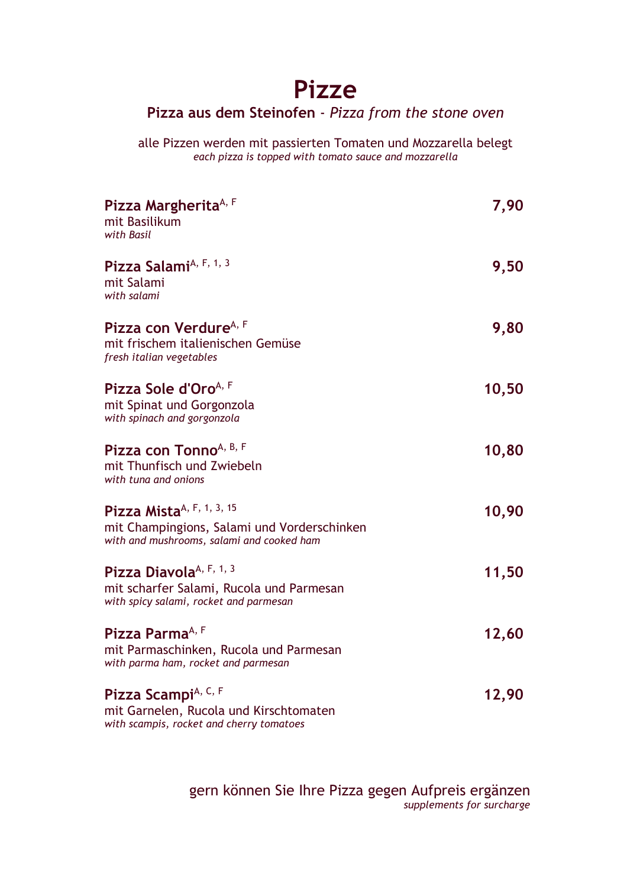# Pizze

## **Pizza aus dem Steinofen** - *Pizza from the stone oven*

alle Pizzen werden mit passierten Tomaten und Mozzarella belegt
*each pizza is topped with tomato sauce and mozzarella*

**Pizza Margherita**[A, F] **7,90**
mit Basilikum
*with Basil*

**Pizza Salami**[A, F, 1, 3] **9,50**
mit Salami
*with salami*

**Pizza con Verdure**[A, F] **9,80**
mit frischem italienischen Gemüse
*fresh italian vegetables*

**Pizza Sole d'Oro**[A, F] **10,50**
mit Spinat und Gorgonzola
*with spinach and gorgonzola*

**Pizza con Tonno**[A, B, F] **10,80**
mit Thunfisch und Zwiebeln
*with tuna and onions*

**Pizza Mista**[A, F, 1, 3, 15] **10,90**
mit Champingions, Salami und Vorderschinken
*with and mushrooms, salami and cooked ham*

**Pizza Diavola**[A, F, 1, 3] **11,50**
mit scharfer Salami, Rucola und Parmesan
*with spicy salami, rocket and parmesan*

**Pizza Parma**[A, F] **12,60**
mit Parmaschinken, Rucola und Parmesan
*with parma ham, rocket and parmesan*

**Pizza Scampi**[A, C, F] **12,90**
mit Garnelen, Rucola und Kirschtomaten
*with scampis, rocket and cherry tomatoes*

gern können Sie Ihre Pizza gegen Aufpreis ergänzen
*supplements for surcharge*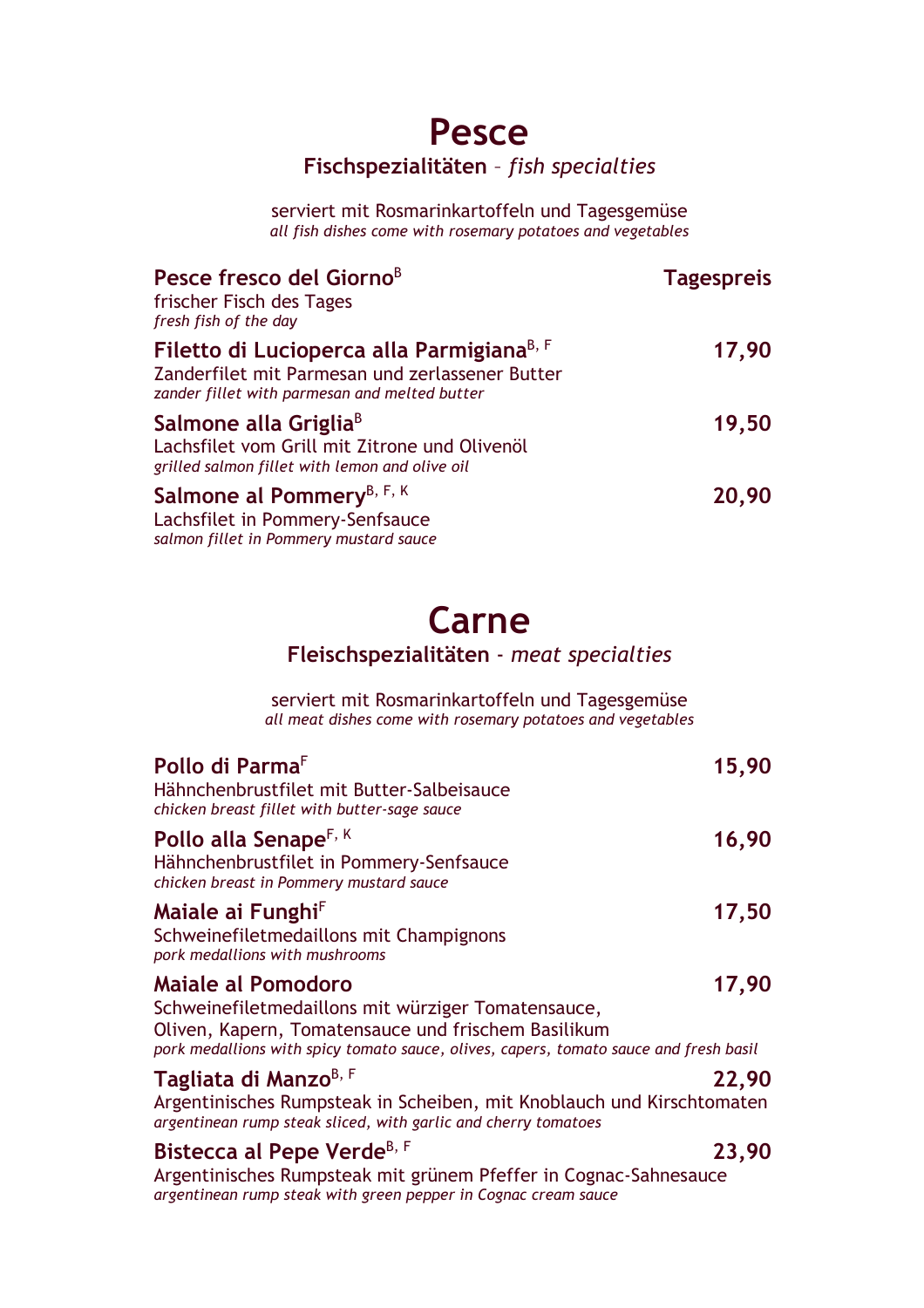# Pesce

**Fischspezialitäten** – *fish specialties*

serviert mit Rosmarinkartoffeln und Tagesgemüse
*all fish dishes come with rosemary potatoes and vegetables*

**Pesce fresco del Giorno**[B] — **Tagespreis**
frischer Fisch des Tages
*fresh fish of the day*

**Filetto di Lucioperca alla Parmigiana**[B, F] — **17,90**
Zanderfilet mit Parmesan und zerlassener Butter
*zander fillet with parmesan and melted butter*

**Salmone alla Griglia**[B] — **19,50**
Lachsfilet vom Grill mit Zitrone und Olivenöl
*grilled salmon fillet with lemon and olive oil*

**Salmone al Pommery**[B, F, K] — **20,90**
Lachsfilet in Pommery-Senfsauce
*salmon fillet in Pommery mustard sauce*

# Carne

**Fleischspezialitäten** - *meat specialties*

serviert mit Rosmarinkartoffeln und Tagesgemüse
*all meat dishes come with rosemary potatoes and vegetables*

**Pollo di Parma**[F] — **15,90**
Hähnchenbrustfilet mit Butter-Salbeisauce
*chicken breast fillet with butter-sage sauce*

**Pollo alla Senape**[F, K] — **16,90**
Hähnchenbrustfilet in Pommery-Senfsauce
*chicken breast in Pommery mustard sauce*

**Maiale ai Funghi**[F] — **17,50**
Schweinefiletmedaillons mit Champignons
*pork medallions with mushrooms*

**Maiale al Pomodoro** — **17,90**
Schweinefiletmedaillons mit würziger Tomatensauce,
Oliven, Kapern, Tomatensauce und frischem Basilikum
*pork medallions with spicy tomato sauce, olives, capers, tomato sauce and fresh basil*

**Tagliata di Manzo**[B, F] — **22,90**
Argentinisches Rumpsteak in Scheiben, mit Knoblauch und Kirschtomaten
*argentinean rump steak sliced, with garlic and cherry tomatoes*

**Bistecca al Pepe Verde**[B, F] — **23,90**
Argentinisches Rumpsteak mit grünem Pfeffer in Cognac-Sahnesauce
*argentinean rump steak with green pepper in Cognac cream sauce*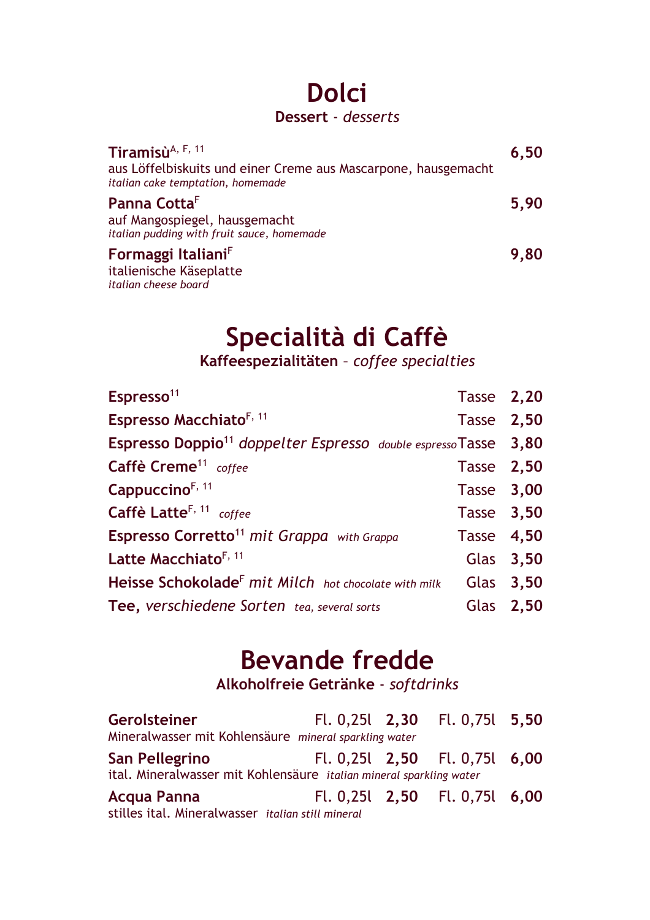# Dolci

**Dessert** - *desserts*

**Tiramisù**[A, F, 11] **6,50**
aus Löffelbiskuits und einer Creme aus Mascarpone, hausgemacht
*italian cake temptation, homemade*

**Panna Cotta**[F] **5,90**
auf Mangospiegel, hausgemacht
*italian pudding with fruit sauce, homemade*

**Formaggi Italiani**[F] **9,80**
italienische Käseplatte
*italian cheese board*

# Specialità di Caffè

**Kaffeespezialitäten** – *coffee specialties*

| | | |
|---|---|---|
| **Espresso**[11] | Tasse | **2,20** |
| **Espresso Macchiato**[F, 11] | Tasse | **2,50** |
| **Espresso Doppio**[11] *doppelter Espresso* *double espresso* | Tasse | **3,80** |
| **Caffè Creme**[11] *coffee* | Tasse | **2,50** |
| **Cappuccino**[F, 11] | Tasse | **3,00** |
| **Caffè Latte**[F, 11] *coffee* | Tasse | **3,50** |
| **Espresso Corretto**[11] *mit Grappa* *with Grappa* | Tasse | **4,50** |
| **Latte Macchiato**[F, 11] | Glas | **3,50** |
| **Heisse Schokolade**[F] *mit Milch* *hot chocolate with milk* | Glas | **3,50** |
| **Tee,** *verschiedene Sorten* *tea, several sorts* | Glas | **2,50** |

# Bevande fredde

**Alkoholfreie Getränke** - *softdrinks*

**Gerolsteiner** Fl. 0,25l **2,30** Fl. 0,75l **5,50**
Mineralwasser mit Kohlensäure *mineral sparkling water*

**San Pellegrino** Fl. 0,25l **2,50** Fl. 0,75l **6,00**
ital. Mineralwasser mit Kohlensäure *italian mineral sparkling water*

**Acqua Panna** Fl. 0,25l **2,50** Fl. 0,75l **6,00**
stilles ital. Mineralwasser *italian still mineral*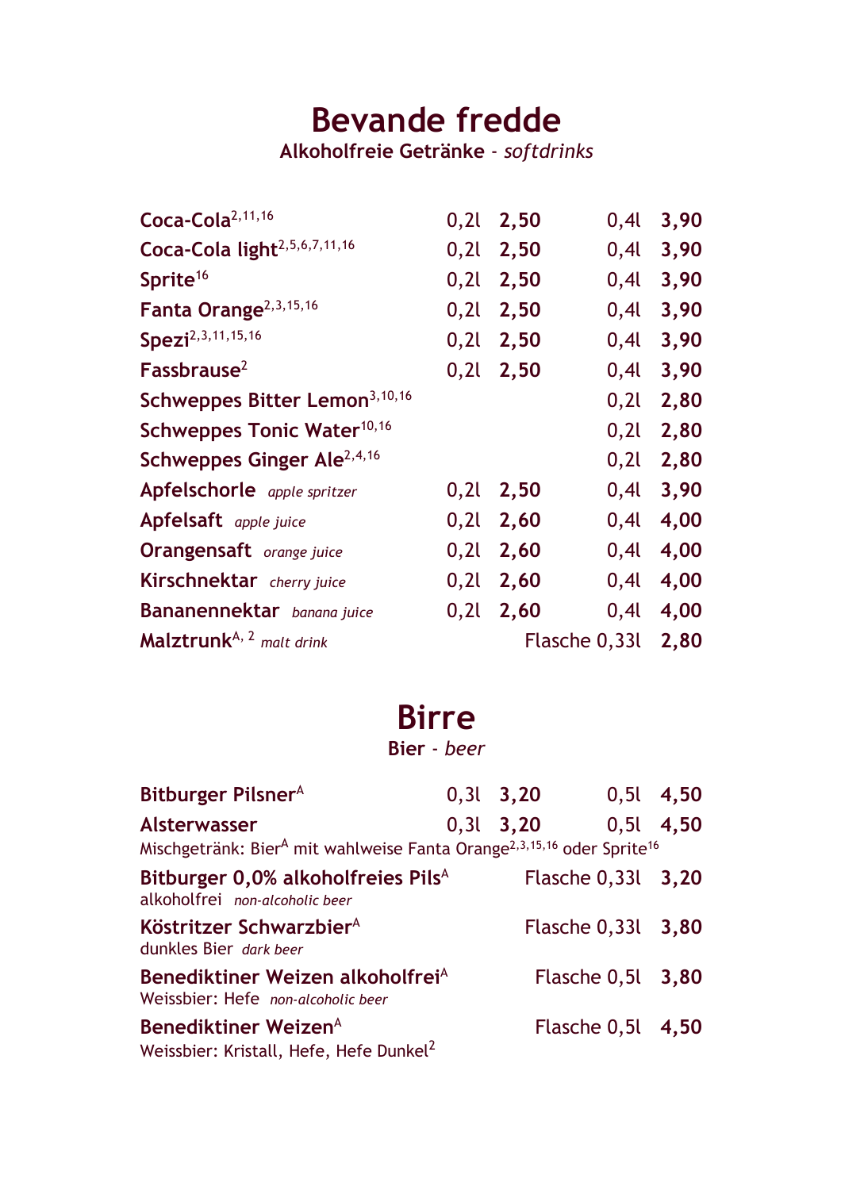# Bevande fredde

**Alkoholfreie Getränke** - *softdrinks*

| | | | | |
|---|---|---|---|---|
| **Coca-Cola**[2,11,16] | 0,2l | **2,50** | 0,4l | **3,90** |
| **Coca-Cola light**[2,5,6,7,11,16] | 0,2l | **2,50** | 0,4l | **3,90** |
| **Sprite**[16] | 0,2l | **2,50** | 0,4l | **3,90** |
| **Fanta Orange**[2,3,15,16] | 0,2l | **2,50** | 0,4l | **3,90** |
| **Spezi**[2,3,11,15,16] | 0,2l | **2,50** | 0,4l | **3,90** |
| **Fassbrause**[2] | 0,2l | **2,50** | 0,4l | **3,90** |
| **Schweppes Bitter Lemon**[3,10,16] | | | 0,2l | **2,80** |
| **Schweppes Tonic Water**[10,16] | | | 0,2l | **2,80** |
| **Schweppes Ginger Ale**[2,4,16] | | | 0,2l | **2,80** |
| **Apfelschorle** *apple spritzer* | 0,2l | **2,50** | 0,4l | **3,90** |
| **Apfelsaft** *apple juice* | 0,2l | **2,60** | 0,4l | **4,00** |
| **Orangensaft** *orange juice* | 0,2l | **2,60** | 0,4l | **4,00** |
| **Kirschnektar** *cherry juice* | 0,2l | **2,60** | 0,4l | **4,00** |
| **Bananennektar** *banana juice* | 0,2l | **2,60** | 0,4l | **4,00** |
| **Malztrunk**[A, 2] *malt drink* | | | Flasche 0,33l | **2,80** |

# Birre

**Bier** - *beer*

| | | | | |
|---|---|---|---|---|
| **Bitburger Pilsner**[A] | 0,3l | **3,20** | 0,5l | **4,50** |
| **Alsterwasser**<br>Mischgetränk: Bier[A] mit wahlweise Fanta Orange[2,3,15,16] oder Sprite[16] | 0,3l | **3,20** | 0,5l | **4,50** |
| **Bitburger 0,0% alkoholfreies Pils**[A]<br>alkoholfrei *non-alcoholic beer* | | | Flasche 0,33l | **3,20** |
| **Köstritzer Schwarzbier**[A]<br>dunkles Bier *dark beer* | | | Flasche 0,33l | **3,80** |
| **Benediktiner Weizen alkoholfrei**[A]<br>Weissbier: Hefe *non-alcoholic beer* | | | Flasche 0,5l | **3,80** |
| **Benediktiner Weizen**[A]<br>Weissbier: Kristall, Hefe, Hefe Dunkel[2] | | | Flasche 0,5l | **4,50** |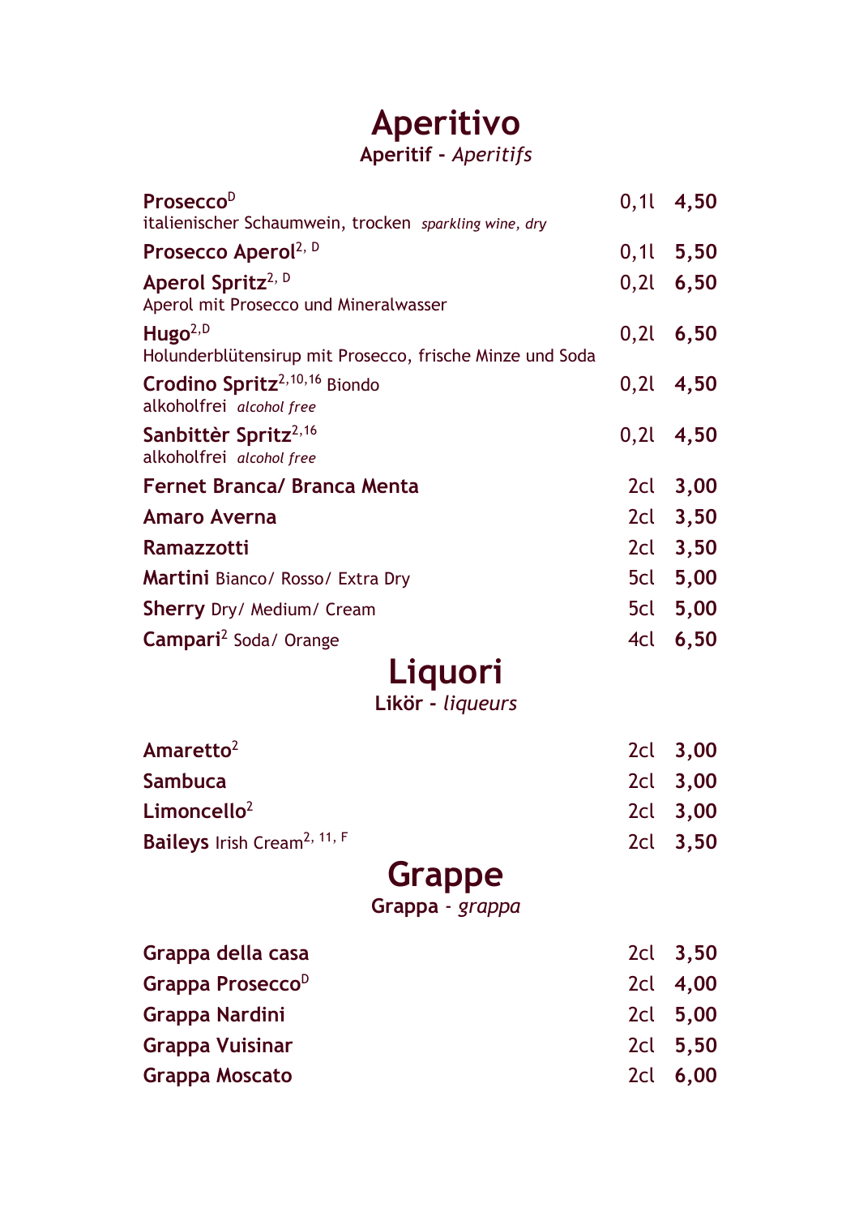# Aperitivo

**Aperitif** - *Aperitifs*

| | | |
|---|---|---|
| **Prosecco**[D] italienischer Schaumwein, trocken *sparkling wine, dry* | 0,1l | **4,50** |
| **Prosecco Aperol**[2, D] | 0,1l | **5,50** |
| **Aperol Spritz**[2, D] Aperol mit Prosecco und Mineralwasser | 0,2l | **6,50** |
| **Hugo**[2,D] Holunderblütensirup mit Prosecco, frische Minze und Soda | 0,2l | **6,50** |
| **Crodino Spritz**[2,10,16] Biondo alkoholfrei *alcohol free* | 0,2l | **4,50** |
| **Sanbittèr Spritz**[2,16] alkoholfrei *alcohol free* | 0,2l | **4,50** |
| **Fernet Branca/ Branca Menta** | 2cl | **3,00** |
| **Amaro Averna** | 2cl | **3,50** |
| **Ramazzotti** | 2cl | **3,50** |
| **Martini** Bianco/ Rosso/ Extra Dry | 5cl | **5,00** |
| **Sherry** Dry/ Medium/ Cream | 5cl | **5,00** |
| **Campari**[2] Soda/ Orange | 4cl | **6,50** |

# Liquori

**Likör** - *liqueurs*

| | | |
|---|---|---|
| **Amaretto**[2] | 2cl | **3,00** |
| **Sambuca** | 2cl | **3,00** |
| **Limoncello**[2] | 2cl | **3,00** |
| **Baileys** Irish Cream[2, 11, F] | 2cl | **3,50** |

# Grappe

**Grappa** - *grappa*

| | | |
|---|---|---|
| **Grappa della casa** | 2cl | **3,50** |
| **Grappa Prosecco**[D] | 2cl | **4,00** |
| **Grappa Nardini** | 2cl | **5,00** |
| **Grappa Vuisinar** | 2cl | **5,50** |
| **Grappa Moscato** | 2cl | **6,00** |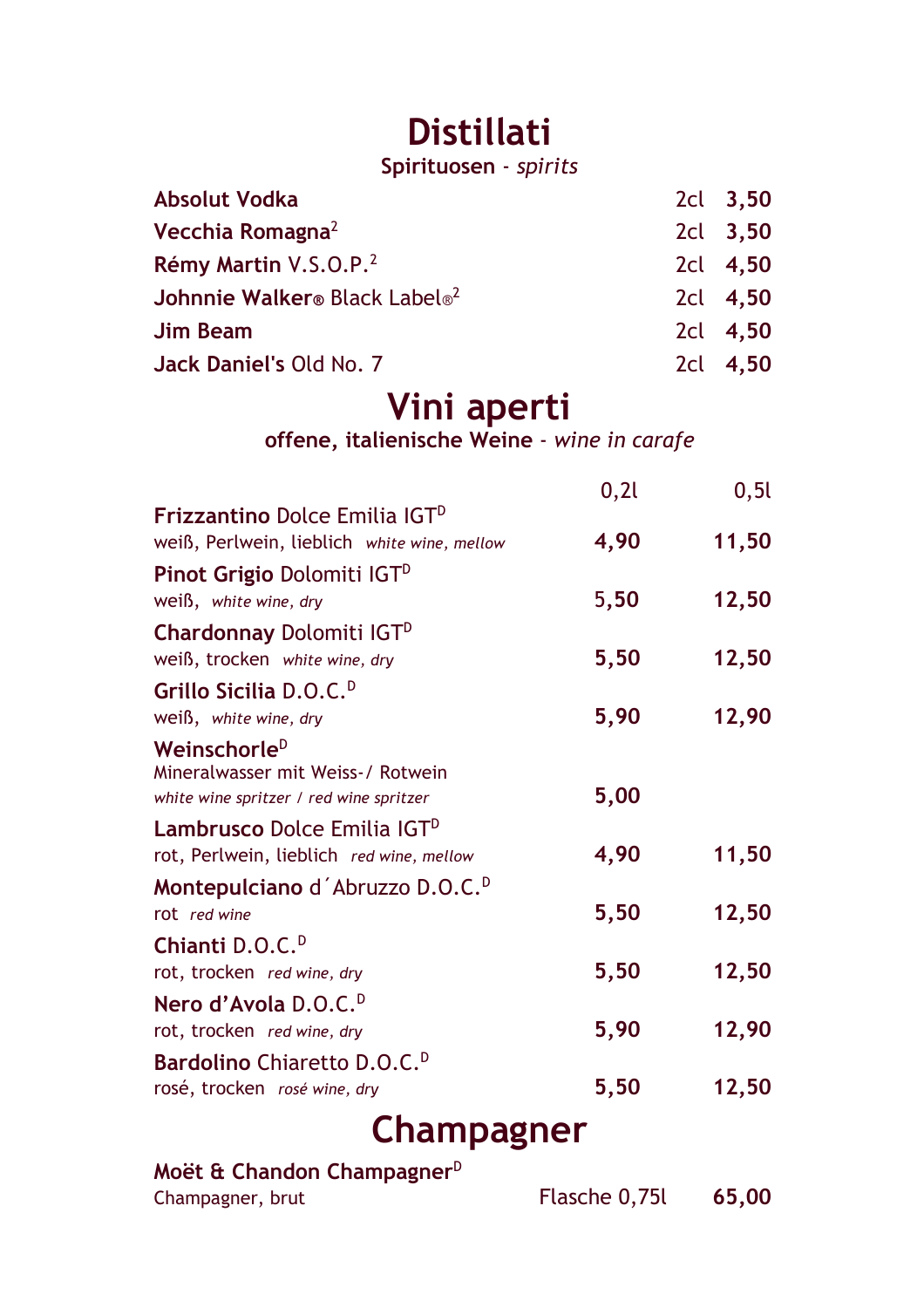# Distillati

**Spirituosen** - *spirits*

| | | |
|---|---|---|
| **Absolut Vodka** | 2cl | **3,50** |
| **Vecchia Romagna**[2] | 2cl | **3,50** |
| **Rémy Martin** V.S.O.P.[2] | 2cl | **4,50** |
| **Johnnie Walker**® Black Label®[2] | 2cl | **4,50** |
| **Jim Beam** | 2cl | **4,50** |
| **Jack Daniel's** Old No. 7 | 2cl | **4,50** |

# Vini aperti

**offene, italienische Weine** - *wine in carafe*

| | 0,2l | 0,5l |
|---|---|---|
| **Frizzantino** Dolce Emilia IGT[D]<br>weiß, Perlwein, lieblich *white wine, mellow* | **4,90** | **11,50** |
| **Pinot Grigio** Dolomiti IGT[D]<br>weiß, *white wine, dry* | **5,50** | **12,50** |
| **Chardonnay** Dolomiti IGT[D]<br>weiß, trocken *white wine, dry* | **5,50** | **12,50** |
| **Grillo Sicilia** D.O.C.[D]<br>weiß, *white wine, dry* | **5,90** | **12,90** |
| **Weinschorle**[D]<br>Mineralwasser mit Weiss-/ Rotwein<br>*white wine spritzer / red wine spritzer* | **5,00** | |
| **Lambrusco** Dolce Emilia IGT[D]<br>rot, Perlwein, lieblich *red wine, mellow* | **4,90** | **11,50** |
| **Montepulciano** d´Abruzzo D.O.C.[D]<br>rot *red wine* | **5,50** | **12,50** |
| **Chianti** D.O.C.[D]<br>rot, trocken *red wine, dry* | **5,50** | **12,50** |
| **Nero d'Avola** D.O.C.[D]<br>rot, trocken *red wine, dry* | **5,90** | **12,90** |
| **Bardolino** Chiaretto D.O.C.[D]<br>rosé, trocken *rosé wine, dry* | **5,50** | **12,50** |

# Champagner

| | | |
|---|---|---|
| **Moët & Chandon Champagner**[D]<br>Champagner, brut | Flasche 0,75l | **65,00** |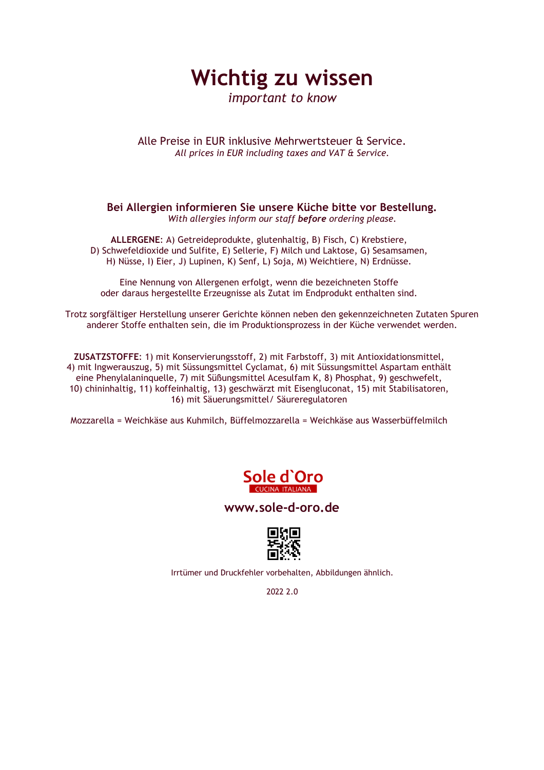# Wichtig zu wissen

*important to know*

Alle Preise in EUR inklusive Mehrwertsteuer & Service.
*All prices in EUR including taxes and VAT & Service.*

**Bei Allergien informieren Sie unsere Küche bitte vor Bestellung.**
*With allergies inform our staff **before** ordering please.*

**ALLERGENE**: A) Getreideprodukte, glutenhaltig, B) Fisch, C) Krebstiere, D) Schwefeldioxide und Sulfite, E) Sellerie, F) Milch und Laktose, G) Sesamsamen, H) Nüsse, I) Eier, J) Lupinen, K) Senf, L) Soja, M) Weichtiere, N) Erdnüsse.

Eine Nennung von Allergenen erfolgt, wenn die bezeichneten Stoffe oder daraus hergestellte Erzeugnisse als Zutat im Endprodukt enthalten sind.

Trotz sorgfältiger Herstellung unserer Gerichte können neben den gekennzeichneten Zutaten Spuren anderer Stoffe enthalten sein, die im Produktionsprozess in der Küche verwendet werden.

**ZUSATZSTOFFE**: 1) mit Konservierungsstoff, 2) mit Farbstoff, 3) mit Antioxidationsmittel, 4) mit Ingwerauszug, 5) mit Süssungsmittel Cyclamat, 6) mit Süssungsmittel Aspartam enthält eine Phenylalaninquelle, 7) mit Süßungsmittel Acesulfam K, 8) Phosphat, 9) geschwefelt, 10) chininhaltig, 11) koffeinhaltig, 13) geschwärzt mit Eisengluconat, 15) mit Stabilisatoren, 16) mit Säuerungsmittel/ Säureregulatoren

Mozzarella = Weichkäse aus Kuhmilch, Büffelmozzarella = Weichkäse aus Wasserbüffelmilch

Sole d`Oro
CUCINA ITALIANA

**www.sole-d-oro.de**

Irrtümer und Druckfehler vorbehalten, Abbildungen ähnlich.

2022 2.0